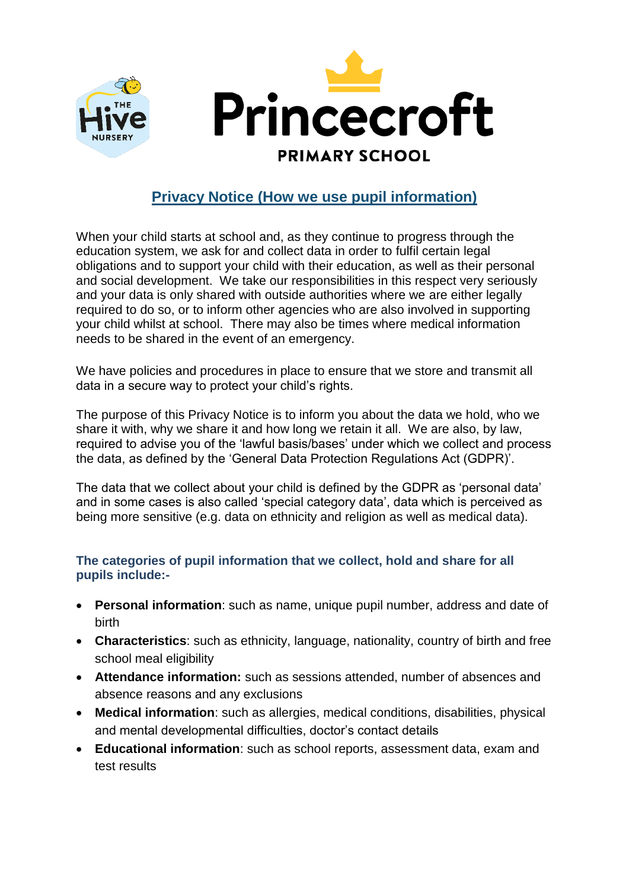# Privacy Notice (How we use pupil information)

When your child starts at school and, as they continue to progress through the education system, we ask for and collect data in order to fulfil certain legal obligations and to support your child with their education, as well as their personal and social development. We take our responsibilities in this respect very seriously and your data is only shared with outside authorities where we are either legally required to do so, or to inform other agencies who are also involved in supporting your child whilst at school. There may also be times where medical information needs to be shared in the event of an emergency.

We have policies and procedures in place to ensure that we store and transmit all data in a secure way to protect your child's rights.

The purpose of this Privacy Notice is to inform you about the data we hold, who we share it with, why we share it and how long we retain it all. We are also, by law, required to advise you of the 'lawful basis/bases' under which we collect and process the data, as defined by the 'General Data Protection Regulations Act (GDPR)'.

The data that we collect about your child is defined by the GDPR as 'personal data' and in some cases is also called 'special category data', data which is perceived as being more sensitive (e.g. data on ethnicity and religion as well as medical data).

## The categories of pupil information that we collect, hold and share for all pupils include:-

- **Personal information**: such as name, unique pupil number, address and date of birth
- **Characteristics**: such as ethnicity, language, nationality, country of birth and free school meal eligibility
- **Attendance information:** such as sessions attended, number of absences and absence reasons and any exclusions
- **Medical information**: such as allergies, medical conditions, disabilities, physical and mental developmental difficulties, doctor's contact details
- **Educational information**: such as school reports, assessment data, exam and test results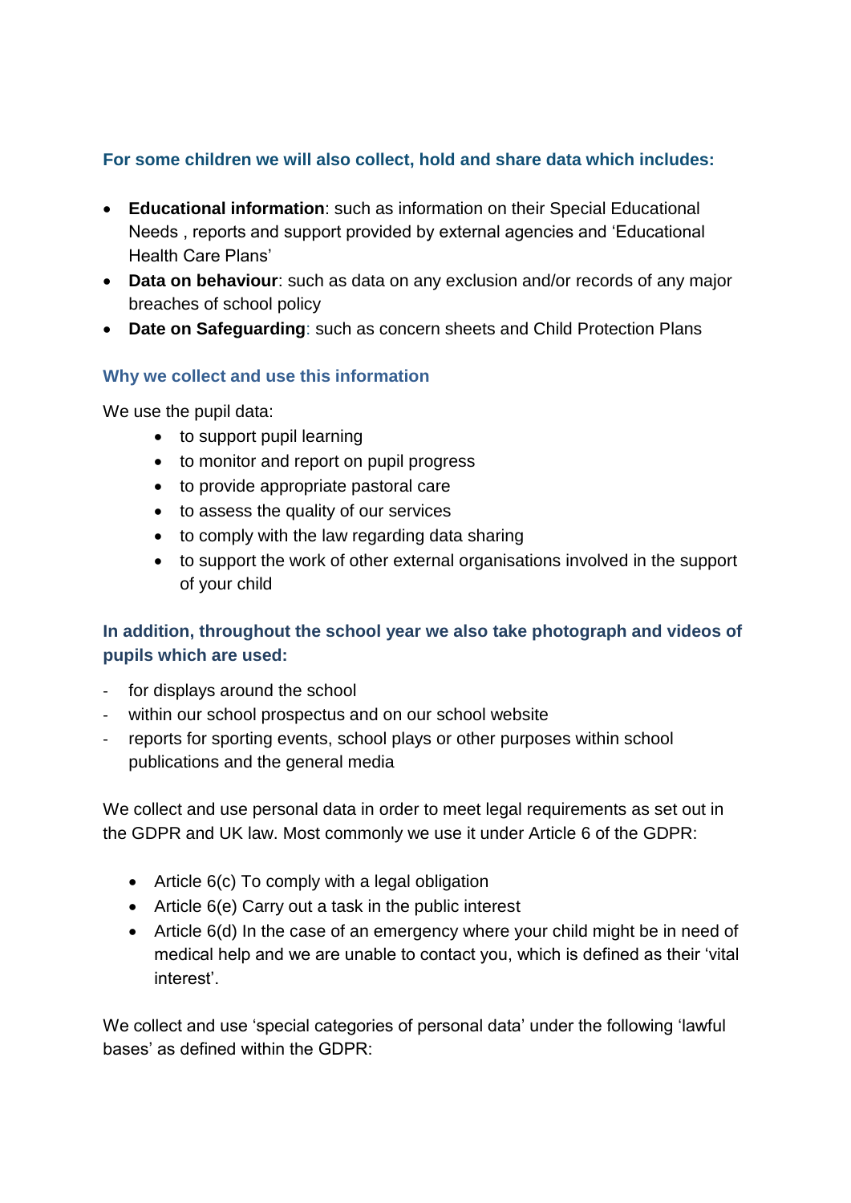### For some children we will also collect, hold and share data which includes:

- **Educational information**: such as information on their Special Educational Needs , reports and support provided by external agencies and 'Educational Health Care Plans'
- **Data on behaviour**: such as data on any exclusion and/or records of any major breaches of school policy
- **Date on Safeguarding**: such as concern sheets and Child Protection Plans

### Why we collect and use this information

We use the pupil data:

- to support pupil learning
- to monitor and report on pupil progress
- to provide appropriate pastoral care
- to assess the quality of our services
- to comply with the law regarding data sharing
- to support the work of other external organisations involved in the support of your child

### In addition, throughout the school year we also take photograph and videos of pupils which are used:

- for displays around the school
- within our school prospectus and on our school website
- reports for sporting events, school plays or other purposes within school publications and the general media

We collect and use personal data in order to meet legal requirements as set out in the GDPR and UK law. Most commonly we use it under Article 6 of the GDPR:

- Article 6(c) To comply with a legal obligation
- Article 6(e) Carry out a task in the public interest
- Article 6(d) In the case of an emergency where your child might be in need of medical help and we are unable to contact you, which is defined as their 'vital interest'.

We collect and use 'special categories of personal data' under the following 'lawful bases' as defined within the GDPR: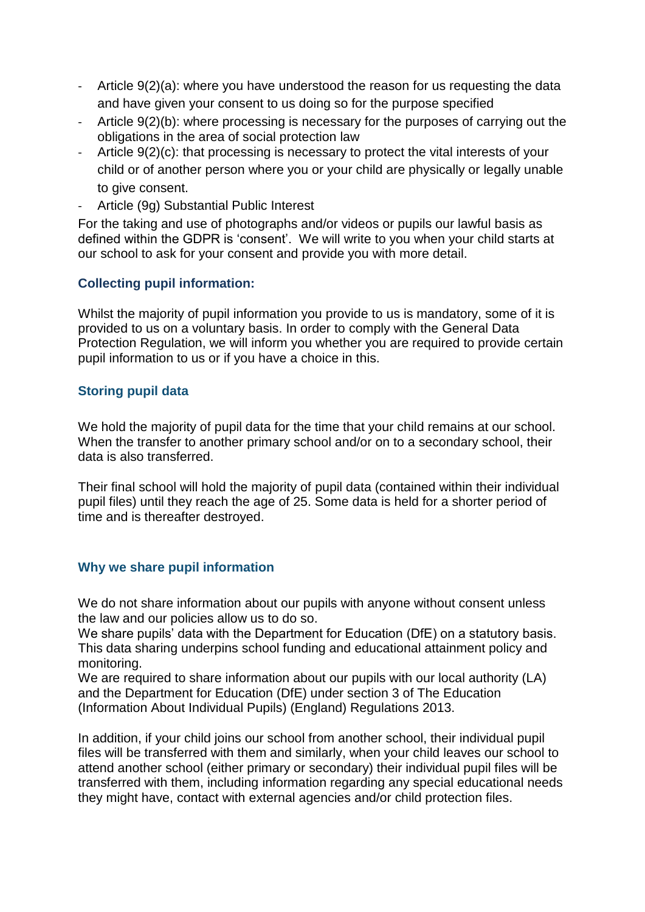- Article 9(2)(a): where you have understood the reason for us requesting the data and have given your consent to us doing so for the purpose specified
- Article 9(2)(b): where processing is necessary for the purposes of carrying out the obligations in the area of social protection law
- Article 9(2)(c): that processing is necessary to protect the vital interests of your child or of another person where you or your child are physically or legally unable to give consent.
- Article (9g) Substantial Public Interest

For the taking and use of photographs and/or videos or pupils our lawful basis as defined within the GDPR is 'consent'. We will write to you when your child starts at our school to ask for your consent and provide you with more detail.

### Collecting pupil information:

Whilst the majority of pupil information you provide to us is mandatory, some of it is provided to us on a voluntary basis. In order to comply with the General Data Protection Regulation, we will inform you whether you are required to provide certain pupil information to us or if you have a choice in this.

### Storing pupil data

We hold the majority of pupil data for the time that your child remains at our school. When the transfer to another primary school and/or on to a secondary school, their data is also transferred.

Their final school will hold the majority of pupil data (contained within their individual pupil files) until they reach the age of 25. Some data is held for a shorter period of time and is thereafter destroyed.

### Why we share pupil information

We do not share information about our pupils with anyone without consent unless the law and our policies allow us to do so.
We share pupils' data with the Department for Education (DfE) on a statutory basis. This data sharing underpins school funding and educational attainment policy and monitoring.
We are required to share information about our pupils with our local authority (LA) and the Department for Education (DfE) under section 3 of The Education (Information About Individual Pupils) (England) Regulations 2013.

In addition, if your child joins our school from another school, their individual pupil files will be transferred with them and similarly, when your child leaves our school to attend another school (either primary or secondary) their individual pupil files will be transferred with them, including information regarding any special educational needs they might have, contact with external agencies and/or child protection files.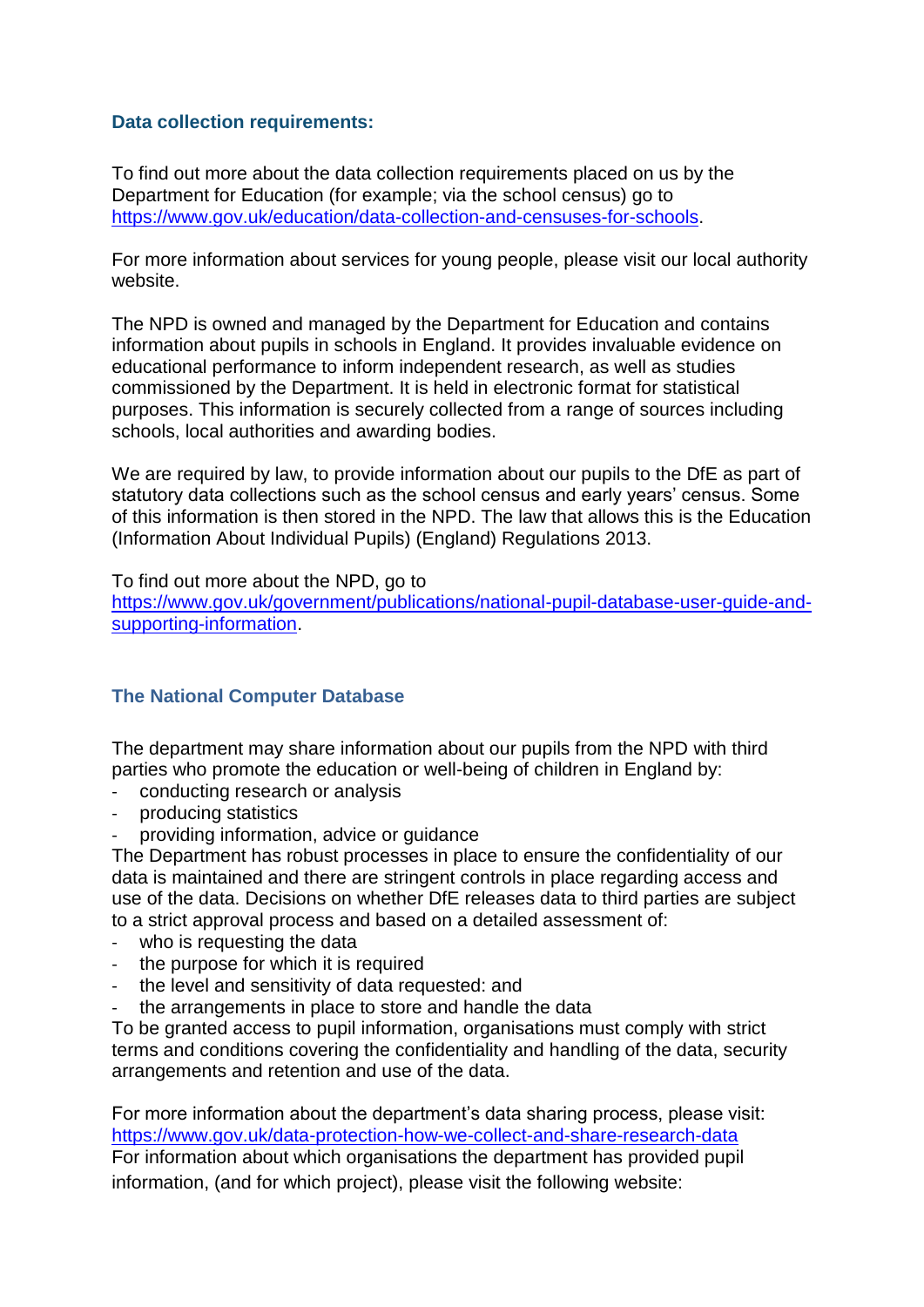### Data collection requirements:

To find out more about the data collection requirements placed on us by the Department for Education (for example; via the school census) go to [https://www.gov.uk/education/data-collection-and-censuses-for-schools](https://www.gov.uk/education/data-collection-and-censuses-for-schools).

For more information about services for young people, please visit our local authority website.

The NPD is owned and managed by the Department for Education and contains information about pupils in schools in England. It provides invaluable evidence on educational performance to inform independent research, as well as studies commissioned by the Department. It is held in electronic format for statistical purposes. This information is securely collected from a range of sources including schools, local authorities and awarding bodies.

We are required by law, to provide information about our pupils to the DfE as part of statutory data collections such as the school census and early years' census. Some of this information is then stored in the NPD. The law that allows this is the Education (Information About Individual Pupils) (England) Regulations 2013.

To find out more about the NPD, go to [https://www.gov.uk/government/publications/national-pupil-database-user-guide-and-supporting-information](https://www.gov.uk/government/publications/national-pupil-database-user-guide-and-supporting-information).

### The National Computer Database

The department may share information about our pupils from the NPD with third parties who promote the education or well-being of children in England by:

- conducting research or analysis
- producing statistics
- providing information, advice or guidance

The Department has robust processes in place to ensure the confidentiality of our data is maintained and there are stringent controls in place regarding access and use of the data. Decisions on whether DfE releases data to third parties are subject to a strict approval process and based on a detailed assessment of:

- who is requesting the data
- the purpose for which it is required
- the level and sensitivity of data requested: and
- the arrangements in place to store and handle the data

To be granted access to pupil information, organisations must comply with strict terms and conditions covering the confidentiality and handling of the data, security arrangements and retention and use of the data.

For more information about the department's data sharing process, please visit: [https://www.gov.uk/data-protection-how-we-collect-and-share-research-data](https://www.gov.uk/data-protection-how-we-collect-and-share-research-data)
For information about which organisations the department has provided pupil information, (and for which project), please visit the following website: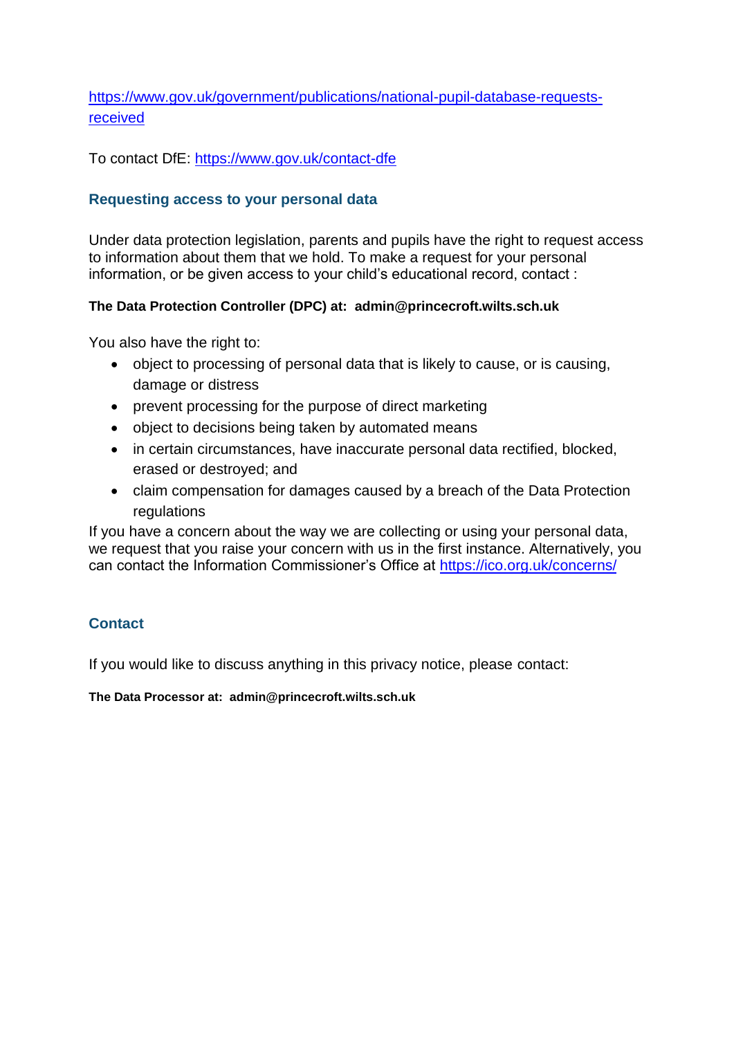https://www.gov.uk/government/publications/national-pupil-database-requests-received

To contact DfE: https://www.gov.uk/contact-dfe

## Requesting access to your personal data

Under data protection legislation, parents and pupils have the right to request access to information about them that we hold. To make a request for your personal information, or be given access to your child's educational record, contact :

**The Data Protection Controller (DPC) at: admin@princecroft.wilts.sch.uk**

You also have the right to:

- object to processing of personal data that is likely to cause, or is causing, damage or distress
- prevent processing for the purpose of direct marketing
- object to decisions being taken by automated means
- in certain circumstances, have inaccurate personal data rectified, blocked, erased or destroyed; and
- claim compensation for damages caused by a breach of the Data Protection regulations

If you have a concern about the way we are collecting or using your personal data, we request that you raise your concern with us in the first instance. Alternatively, you can contact the Information Commissioner's Office at https://ico.org.uk/concerns/

## Contact

If you would like to discuss anything in this privacy notice, please contact:

**The Data Processor at: admin@princecroft.wilts.sch.uk**